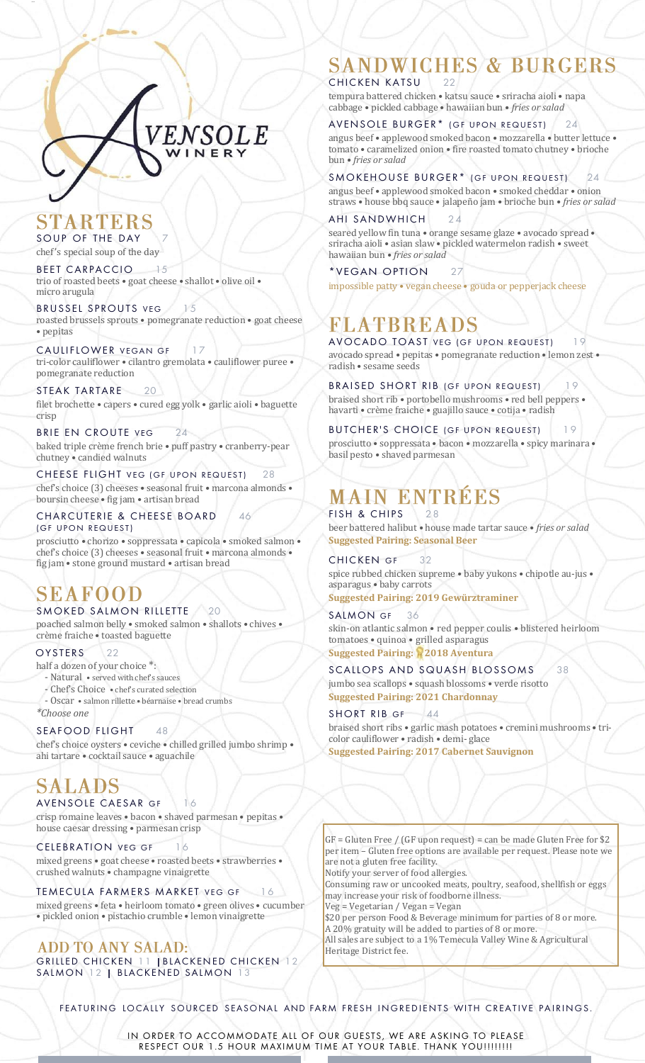AVENSOLE WINERY

## STARTERS

### SOUP OF THE DAY 7
chef's special soup of the day

### BEET CARPACCIO 15
trio of roasted beets • goat cheese • shallot • olive oil • micro arugula

### BRUSSEL SPROUTS VEG 15
roasted brussels sprouts • pomegranate reduction • goat cheese • pepitas

### CAULIFLOWER VEGAN GF 17
tri-color cauliflower • cilantro gremolata • cauliflower puree • pomegranate reduction

### STEAK TARTARE 20
filet brochette • capers • cured egg yolk • garlic aioli • baguette crisp

### BRIE EN CROUTE VEG 24
baked triple crème french brie • puff pastry • cranberry-pear chutney • candied walnuts

### CHEESE FLIGHT VEG (GF UPON REQUEST) 28
chef's choice (3) cheeses • seasonal fruit • marcona almonds • boursin cheese • fig jam • artisan bread

### CHARCUTERIE & CHEESE BOARD 46 (GF UPON REQUEST)
prosciutto • chorizo • soppressata • capicola • smoked salmon • chef's choice (3) cheeses • seasonal fruit • marcona almonds • fig jam • stone ground mustard • artisan bread

## SEAFOOD

### SMOKED SALMON RILLETTE 20
poached salmon belly • smoked salmon • shallots • chives • crème fraiche • toasted baguette

### OYSTERS 22
half a dozen of your choice *:
- Natural • served with chef's sauces
- Chef's Choice • chef's curated selection
- Oscar • salmon rillette • béarnaise • bread crumbs

*Choose one*

### SEAFOOD FLIGHT 48
chef's choice oysters • ceviche • chilled grilled jumbo shrimp • ahi tartare • cocktail sauce • aguachile

## SALADS

### AVENSOLE CAESAR GF 16
crisp romaine leaves • bacon • shaved parmesan • pepitas • house caesar dressing • parmesan crisp

### CELEBRATION VEG GF 16
mixed greens • goat cheese • roasted beets • strawberries • crushed walnuts • champagne vinaigrette

### TEMECULA FARMERS MARKET VEG GF 16
mixed greens • feta • heirloom tomato • green olives • cucumber • pickled onion • pistachio crumble • lemon vinaigrette

### ADD TO ANY SALAD:
GRILLED CHICKEN 11 | BLACKENED CHICKEN 12
SALMON 12 | BLACKENED SALMON 13

## SANDWICHES & BURGERS

### CHICKEN KATSU 22
tempura battered chicken • katsu sauce • sriracha aioli • napa cabbage • pickled cabbage • hawaiian bun • *fries or salad*

### AVENSOLE BURGER* (GF UPON REQUEST) 24
angus beef • applewood smoked bacon • mozzarella • butter lettuce • tomato • caramelized onion • fire roasted tomato chutney • brioche bun • *fries or salad*

### SMOKEHOUSE BURGER* (GF UPON REQUEST) 24
angus beef • applewood smoked bacon • smoked cheddar • onion straws • house bbq sauce • jalapeño jam • brioche bun • *fries or salad*

### AHI SANDWHICH 24
seared yellow fin tuna • orange sesame glaze • avocado spread • sriracha aioli • asian slaw • pickled watermelon radish • sweet hawaiian bun • *fries or salad*

### *VEGAN OPTION 27
impossible patty • vegan cheese • gouda or pepperjack cheese

## FLATBREADS

### AVOCADO TOAST VEG (GF UPON REQUEST) 19
avocado spread • pepitas • pomegranate reduction • lemon zest • radish • sesame seeds

### BRAISED SHORT RIB (GF UPON REQUEST) 19
braised short rib • portobello mushrooms • red bell peppers • havarti • crème fraiche • guajillo sauce • cotija • radish

### BUTCHER'S CHOICE (GF UPON REQUEST) 19
prosciutto • soppressata • bacon • mozzarella • spicy marinara • basil pesto • shaved parmesan

## MAIN ENTRÉES

### FISH & CHIPS 28
beer battered halibut • house made tartar sauce • *fries or salad*
**Suggested Pairing: Seasonal Beer**

### CHICKEN GF 32
spice rubbed chicken supreme • baby yukons • chipotle au-jus • asparagus • baby carrots
**Suggested Pairing: 2019 Gewürztraminer**

### SALMON GF 36
skin-on atlantic salmon • red pepper coulis • blistered heirloom tomatoes • quinoa • grilled asparagus
**Suggested Pairing: 2018 Aventura**

### SCALLOPS AND SQUASH BLOSSOMS 38
jumbo sea scallops • squash blossoms • verde risotto
**Suggested Pairing: 2021 Chardonnay**

### SHORT RIB GF 44
braised short ribs • garlic mash potatoes • cremini mushrooms • tri-color cauliflower • radish • demi- glace
**Suggested Pairing: 2017 Cabernet Sauvignon**

GF = Gluten Free / (GF upon request) = can be made Gluten Free for $2 per item – Gluten free options are available per request. Please note we are not a gluten free facility.
Notify your server of food allergies.
Consuming raw or uncooked meats, poultry, seafood, shellfish or eggs may increase your risk of foodborne illness.
Veg = Vegetarian / Vegan = Vegan
$20 per person Food & Beverage minimum for parties of 8 or more.
A 20% gratuity will be added to parties of 8 or more.
All sales are subject to a 1% Temecula Valley Wine & Agricultural Heritage District fee.

FEATURING LOCALLY SOURCED SEASONAL AND FARM FRESH INGREDIENTS WITH CREATIVE PAIRINGS.

IN ORDER TO ACCOMMODATE ALL OF OUR GUESTS, WE ARE ASKING TO PLEASE RESPECT OUR 1.5 HOUR MAXIMUM TIME AT YOUR TABLE. THANK YOU!!!!!!!!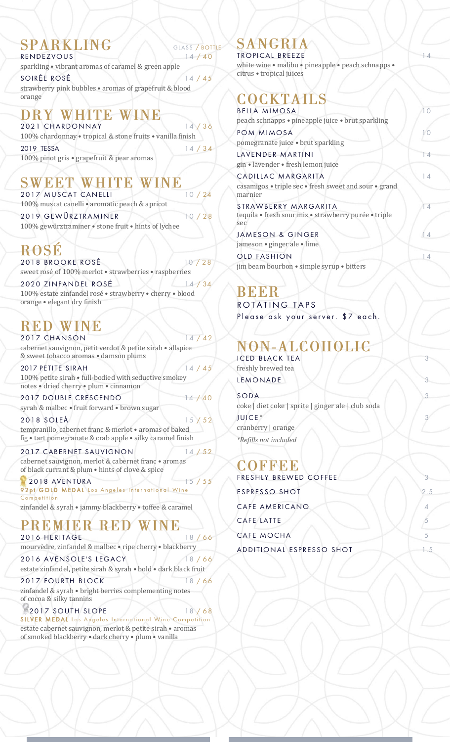## SPARKLING

GLASS / BOTTLE

**RENDEZVOUS** 14 / 40
sparkling • vibrant aromas of caramel & green apple

**SOIRÉE ROSÉ** 14 / 45
strawberry pink bubbles • aromas of grapefruit & blood orange

## DRY WHITE WINE

**2021 CHARDONNAY** 14 / 36
100% chardonnay • tropical & stone fruits • vanilla finish

**2019 TESSA** 14 / 34
100% pinot gris • grapefruit & pear aromas

## SWEET WHITE WINE

**2017 MUSCAT CANELLI** 10 / 24
100% muscat canelli • aromatic peach & apricot

**2019 GEWÜRZTRAMINER** 10 / 28
100% gewürztraminer • stone fruit • hints of lychee

## ROSÉ

**2018 BROOKE ROSÉ** 10 / 28
sweet rosé of 100% merlot • strawberries • raspberries

**2020 ZINFANDEL ROSÉ** 14 / 34
100% estate zinfandel rosé • strawberry • cherry • blood orange • elegant dry finish

## RED WINE

**2017 CHANSON** 14 / 42
cabernet sauvignon, petit verdot & petite sirah • allspice & sweet tobacco aromas • damson plums

**2017 PETITE SIRAH** 14 / 45
100% petite sirah • full-bodied with seductive smokey notes • dried cherry • plum • cinnamon

**2017 DOUBLE CRESCENDO** 14 / 40
syrah & malbec • fruit forward • brown sugar

**2018 SOLEÁ** 15 / 52
tempranillo, cabernet franc & merlot • aromas of baked fig • tart pomegranate & crab apple • silky caramel finish

**2017 CABERNET SAUVIGNON** 14 / 52
cabernet sauvignon, merlot & cabernet franc • aromas of black currant & plum • hints of clove & spice

**2018 AVENTURA** 15 / 55
**92pt GOLD MEDAL** Los Angeles International Wine Competition
zinfandel & syrah • jammy blackberry • toffee & caramel

## PREMIER RED WINE

**2016 HERITAGE** 18 / 66
mourvèdre, zinfandel & malbec • ripe cherry • blackberry

**2016 AVENSOLE'S LEGACY** 18 / 66
estate zinfandel, petite sirah & syrah • bold • dark black fruit

**2017 FOURTH BLOCK** 18 / 66
zinfandel & syrah • bright berries complementing notes of cocoa & silky tannins

**2017 SOUTH SLOPE** 18 / 68
**SILVER MEDAL** Los Angeles International Wine Competition
estate cabernet sauvignon, merlot & petite sirah • aromas of smoked blackberry • dark cherry • plum • vanilla

## SANGRIA

**TROPICAL BREEZE** 14
white wine • malibu • pineapple • peach schnapps • citrus • tropical juices

## COCKTAILS

**BELLA MIMOSA** 10
peach schnapps • pineapple juice • brut sparkling

**POM MIMOSA** 10
pomegranate juice • brut sparkling

**LAVENDER MARTINI** 14
gin • lavender • fresh lemon juice

**CADILLAC MARGARITA** 14
casamigos • triple sec • fresh sweet and sour • grand marnier

**STRAWBERRY MARGARITA** 14
tequila • fresh sour mix • strawberry purée • triple sec

**JAMESON & GINGER** 14
jameson • ginger ale • lime

**OLD FASHION** 14
jim beam bourbon • simple syrup • bitters

## BEER

ROTATING TAPS
Please ask your server. $7 each.

## NON-ALCOHOLIC

**ICED BLACK TEA** 3
freshly brewed tea

**LEMONADE** 3

**SODA** 3
coke | diet coke | sprite | ginger ale | club soda

**JUICE*** 3
cranberry | orange

*\*Refills not included*

## COFFEE

| | |
|---|---|
| FRESHLY BREWED COFFEE | 3 |
| ESPRESSO SHOT | 2.5 |
| CAFE AMERICANO | 4 |
| CAFE LATTE | 5 |
| CAFE MOCHA | 5 |
| ADDITIONAL ESPRESSO SHOT | 1.5 |